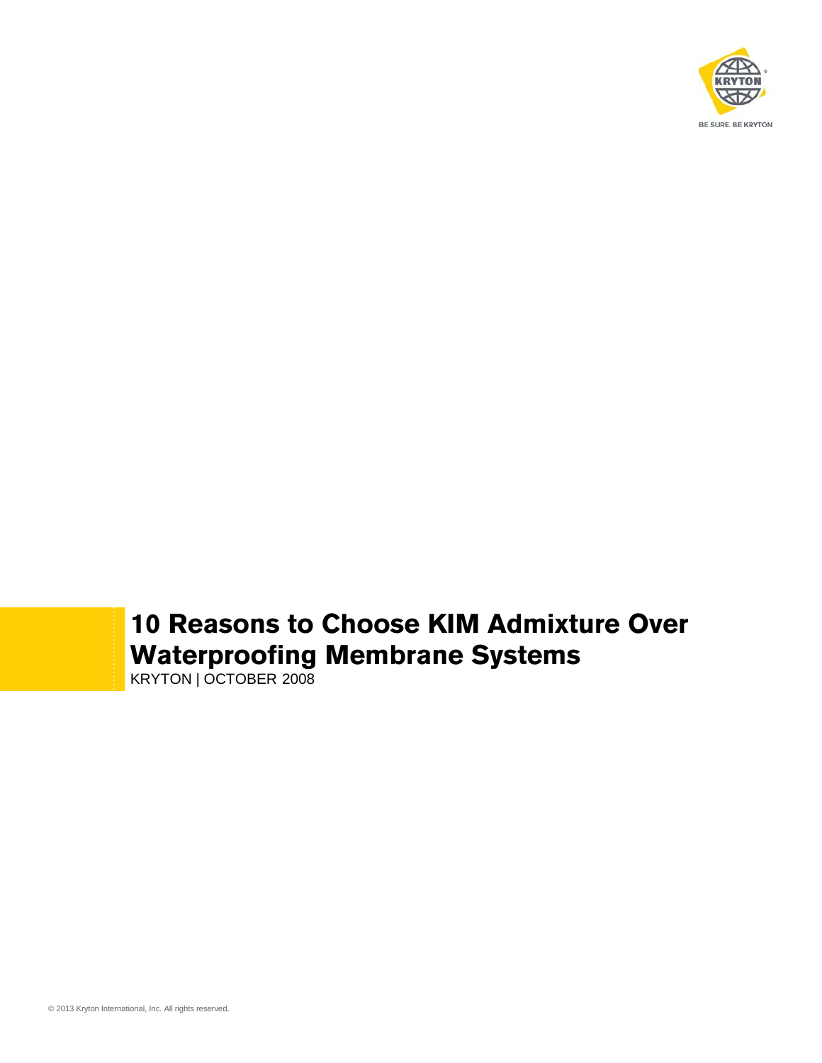# 10 Reasons to Choose KIM Admixture Over Waterproofing Membrane Systems

KRYTON | OCTOBER 2008

© 2013 Kryton International, Inc. All rights reserved.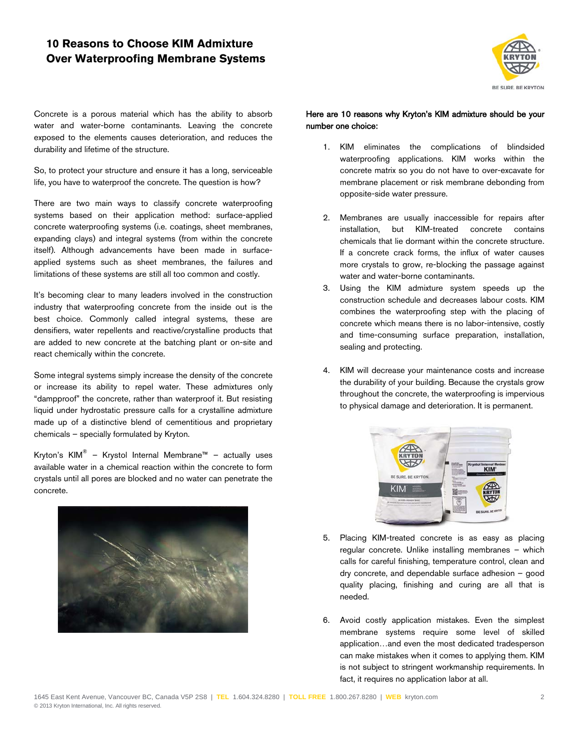# 10 Reasons to Choose KIM Admixture Over Waterproofing Membrane Systems

Concrete is a porous material which has the ability to absorb water and water-borne contaminants. Leaving the concrete exposed to the elements causes deterioration, and reduces the durability and lifetime of the structure.

So, to protect your structure and ensure it has a long, serviceable life, you have to waterproof the concrete. The question is how?

There are two main ways to classify concrete waterproofing systems based on their application method: surface-applied concrete waterproofing systems (i.e. coatings, sheet membranes, expanding clays) and integral systems (from within the concrete itself). Although advancements have been made in surface-applied systems such as sheet membranes, the failures and limitations of these systems are still all too common and costly.

It's becoming clear to many leaders involved in the construction industry that waterproofing concrete from the inside out is the best choice. Commonly called integral systems, these are densifiers, water repellents and reactive/crystalline products that are added to new concrete at the batching plant or on-site and react chemically within the concrete.

Some integral systems simply increase the density of the concrete or increase its ability to repel water. These admixtures only "dampproof" the concrete, rather than waterproof it. But resisting liquid under hydrostatic pressure calls for a crystalline admixture made up of a distinctive blend of cementitious and proprietary chemicals – specially formulated by Kryton.

Kryton's KIM® – Krystol Internal Membrane™ – actually uses available water in a chemical reaction within the concrete to form crystals until all pores are blocked and no water can penetrate the concrete.

**Here are 10 reasons why Kryton's KIM admixture should be your number one choice:**

1. KIM eliminates the complications of blindsided waterproofing applications. KIM works within the concrete matrix so you do not have to over-excavate for membrane placement or risk membrane debonding from opposite-side water pressure.

2. Membranes are usually inaccessible for repairs after installation, but KIM-treated concrete contains chemicals that lie dormant within the concrete structure. If a concrete crack forms, the influx of water causes more crystals to grow, re-blocking the passage against water and water-borne contaminants.

3. Using the KIM admixture system speeds up the construction schedule and decreases labour costs. KIM combines the waterproofing step with the placing of concrete which means there is no labor-intensive, costly and time-consuming surface preparation, installation, sealing and protecting.

4. KIM will decrease your maintenance costs and increase the durability of your building. Because the crystals grow throughout the concrete, the waterproofing is impervious to physical damage and deterioration. It is permanent.

5. Placing KIM-treated concrete is as easy as placing regular concrete. Unlike installing membranes – which calls for careful finishing, temperature control, clean and dry concrete, and dependable surface adhesion – good quality placing, finishing and curing are all that is needed.

6. Avoid costly application mistakes. Even the simplest membrane systems require some level of skilled application…and even the most dedicated tradesperson can make mistakes when it comes to applying them. KIM is not subject to stringent workmanship requirements. In fact, it requires no application labor at all.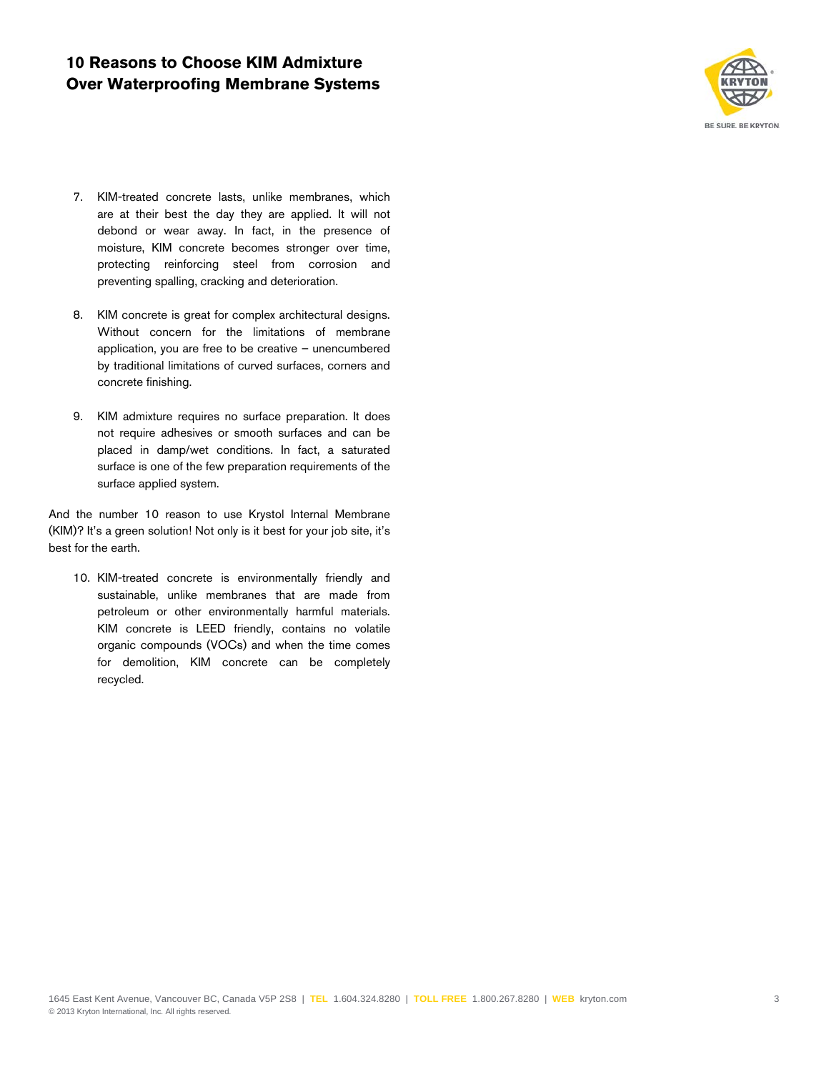7. KIM-treated concrete lasts, unlike membranes, which are at their best the day they are applied. It will not debond or wear away. In fact, in the presence of moisture, KIM concrete becomes stronger over time, protecting reinforcing steel from corrosion and preventing spalling, cracking and deterioration.

8. KIM concrete is great for complex architectural designs. Without concern for the limitations of membrane application, you are free to be creative – unencumbered by traditional limitations of curved surfaces, corners and concrete finishing.

9. KIM admixture requires no surface preparation. It does not require adhesives or smooth surfaces and can be placed in damp/wet conditions. In fact, a saturated surface is one of the few preparation requirements of the surface applied system.

And the number 10 reason to use Krystol Internal Membrane (KIM)? It's a green solution! Not only is it best for your job site, it's best for the earth.

10. KIM-treated concrete is environmentally friendly and sustainable, unlike membranes that are made from petroleum or other environmentally harmful materials. KIM concrete is LEED friendly, contains no volatile organic compounds (VOCs) and when the time comes for demolition, KIM concrete can be completely recycled.